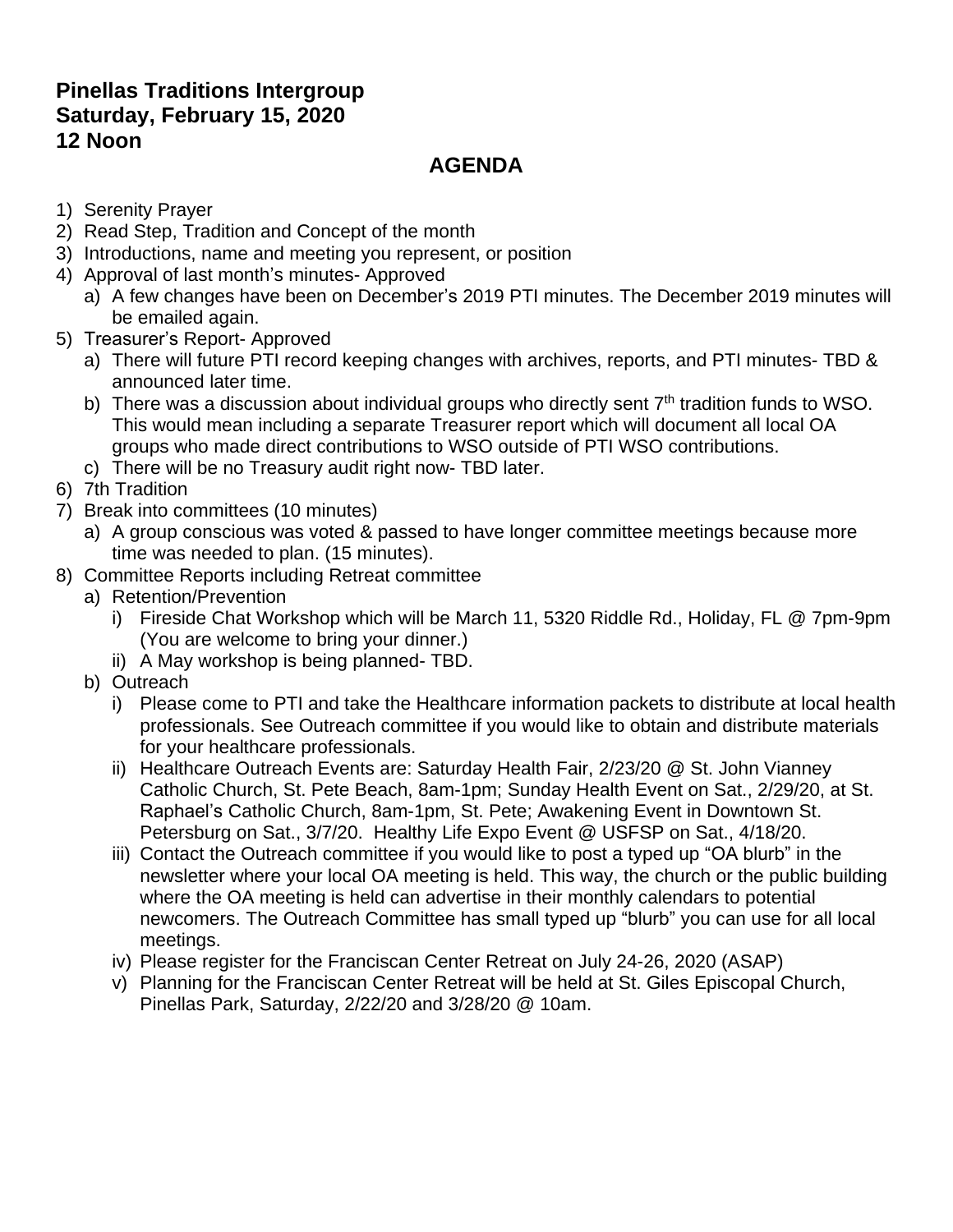**Pinellas Traditions Intergroup**
**Saturday, February 15, 2020**
**12 Noon**

## AGENDA

1) Serenity Prayer
2) Read Step, Tradition and Concept of the month
3) Introductions, name and meeting you represent, or position
4) Approval of last month's minutes- Approved
   a) A few changes have been on December's 2019 PTI minutes. The December 2019 minutes will be emailed again.
5) Treasurer's Report- Approved
   a) There will future PTI record keeping changes with archives, reports, and PTI minutes- TBD & announced later time.
   b) There was a discussion about individual groups who directly sent 7th tradition funds to WSO. This would mean including a separate Treasurer report which will document all local OA groups who made direct contributions to WSO outside of PTI WSO contributions.
   c) There will be no Treasury audit right now- TBD later.
6) 7th Tradition
7) Break into committees (10 minutes)
   a) A group conscious was voted & passed to have longer committee meetings because more time was needed to plan. (15 minutes).
8) Committee Reports including Retreat committee
   a) Retention/Prevention
      i) Fireside Chat Workshop which will be March 11, 5320 Riddle Rd., Holiday, FL @ 7pm-9pm (You are welcome to bring your dinner.)
      ii) A May workshop is being planned- TBD.
   b) Outreach
      i) Please come to PTI and take the Healthcare information packets to distribute at local health professionals. See Outreach committee if you would like to obtain and distribute materials for your healthcare professionals.
      ii) Healthcare Outreach Events are: Saturday Health Fair, 2/23/20 @ St. John Vianney Catholic Church, St. Pete Beach, 8am-1pm; Sunday Health Event on Sat., 2/29/20, at St. Raphael's Catholic Church, 8am-1pm, St. Pete; Awakening Event in Downtown St. Petersburg on Sat., 3/7/20. Healthy Life Expo Event @ USFSP on Sat., 4/18/20.
      iii) Contact the Outreach committee if you would like to post a typed up "OA blurb" in the newsletter where your local OA meeting is held. This way, the church or the public building where the OA meeting is held can advertise in their monthly calendars to potential newcomers. The Outreach Committee has small typed up "blurb" you can use for all local meetings.
      iv) Please register for the Franciscan Center Retreat on July 24-26, 2020 (ASAP)
      v) Planning for the Franciscan Center Retreat will be held at St. Giles Episcopal Church, Pinellas Park, Saturday, 2/22/20 and 3/28/20 @ 10am.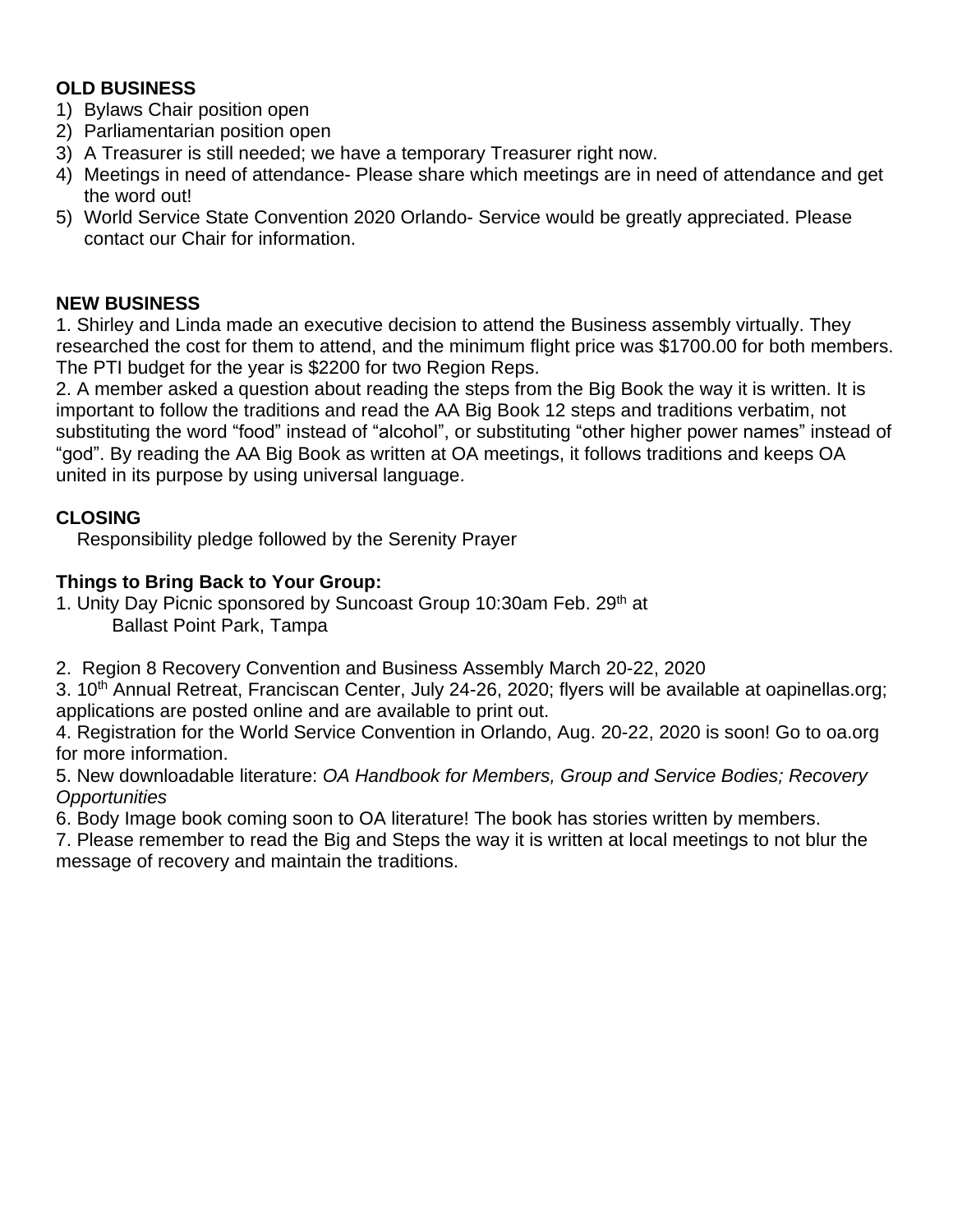**OLD BUSINESS**

1) Bylaws Chair position open
2) Parliamentarian position open
3) A Treasurer is still needed; we have a temporary Treasurer right now.
4) Meetings in need of attendance- Please share which meetings are in need of attendance and get the word out!
5) World Service State Convention 2020 Orlando- Service would be greatly appreciated. Please contact our Chair for information.

**NEW BUSINESS**

1. Shirley and Linda made an executive decision to attend the Business assembly virtually. They researched the cost for them to attend, and the minimum flight price was $1700.00 for both members. The PTI budget for the year is $2200 for two Region Reps.
2. A member asked a question about reading the steps from the Big Book the way it is written. It is important to follow the traditions and read the AA Big Book 12 steps and traditions verbatim, not substituting the word “food” instead of “alcohol”, or substituting “other higher power names” instead of “god”. By reading the AA Big Book as written at OA meetings, it follows traditions and keeps OA united in its purpose by using universal language.

**CLOSING**

Responsibility pledge followed by the Serenity Prayer

**Things to Bring Back to Your Group:**

1. Unity Day Picnic sponsored by Suncoast Group 10:30am Feb. 29th at Ballast Point Park, Tampa
2. Region 8 Recovery Convention and Business Assembly March 20-22, 2020
3. 10th Annual Retreat, Franciscan Center, July 24-26, 2020; flyers will be available at oapinellas.org; applications are posted online and are available to print out.
4. Registration for the World Service Convention in Orlando, Aug. 20-22, 2020 is soon! Go to oa.org for more information.
5. New downloadable literature: *OA Handbook for Members, Group and Service Bodies; Recovery Opportunities*
6. Body Image book coming soon to OA literature! The book has stories written by members.
7. Please remember to read the Big and Steps the way it is written at local meetings to not blur the message of recovery and maintain the traditions.